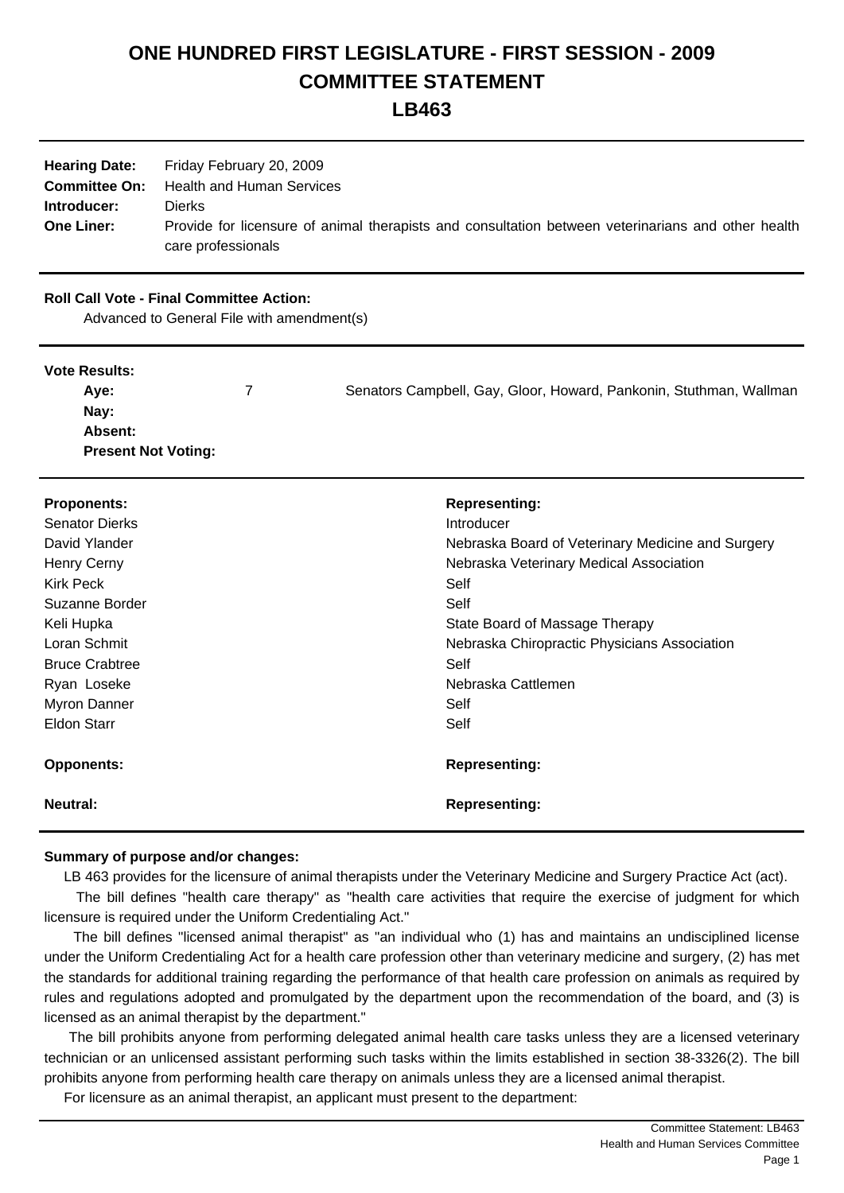# ONE HUNDRED FIRST LEGISLATURE - FIRST SESSION - 2009
# COMMITTEE STATEMENT
# LB463

| | |
|---|---|
| **Hearing Date:** | Friday February 20, 2009 |
| **Committee On:** | Health and Human Services |
| **Introducer:** | Dierks |
| **One Liner:** | Provide for licensure of animal therapists and consultation between veterinarians and other health care professionals |

**Roll Call Vote - Final Committee Action:**

Advanced to General File with amendment(s)

**Vote Results:**

| | | |
|---|---|---|
| **Aye:** | 7 | Senators Campbell, Gay, Gloor, Howard, Pankonin, Stuthman, Wallman |
| **Nay:** | | |
| **Absent:** | | |
| **Present Not Voting:** | | |

| **Proponents:** | **Representing:** |
|---|---|
| Senator Dierks | Introducer |
| David Ylander | Nebraska Board of Veterinary Medicine and Surgery |
| Henry Cerny | Nebraska Veterinary Medical Association |
| Kirk Peck | Self |
| Suzanne Border | Self |
| Keli Hupka | State Board of Massage Therapy |
| Loran Schmit | Nebraska Chiropractic Physicians Association |
| Bruce Crabtree | Self |
| Ryan Loseke | Nebraska Cattlemen |
| Myron Danner | Self |
| Eldon Starr | Self |

| **Opponents:** | **Representing:** |
|---|---|

| **Neutral:** | **Representing:** |
|---|---|

**Summary of purpose and/or changes:**

LB 463 provides for the licensure of animal therapists under the Veterinary Medicine and Surgery Practice Act (act).

The bill defines "health care therapy" as "health care activities that require the exercise of judgment for which licensure is required under the Uniform Credentialing Act."

The bill defines "licensed animal therapist" as "an individual who (1) has and maintains an undisciplined license under the Uniform Credentialing Act for a health care profession other than veterinary medicine and surgery, (2) has met the standards for additional training regarding the performance of that health care profession on animals as required by rules and regulations adopted and promulgated by the department upon the recommendation of the board, and (3) is licensed as an animal therapist by the department."

The bill prohibits anyone from performing delegated animal health care tasks unless they are a licensed veterinary technician or an unlicensed assistant performing such tasks within the limits established in section 38-3326(2). The bill prohibits anyone from performing health care therapy on animals unless they are a licensed animal therapist.

For licensure as an animal therapist, an applicant must present to the department: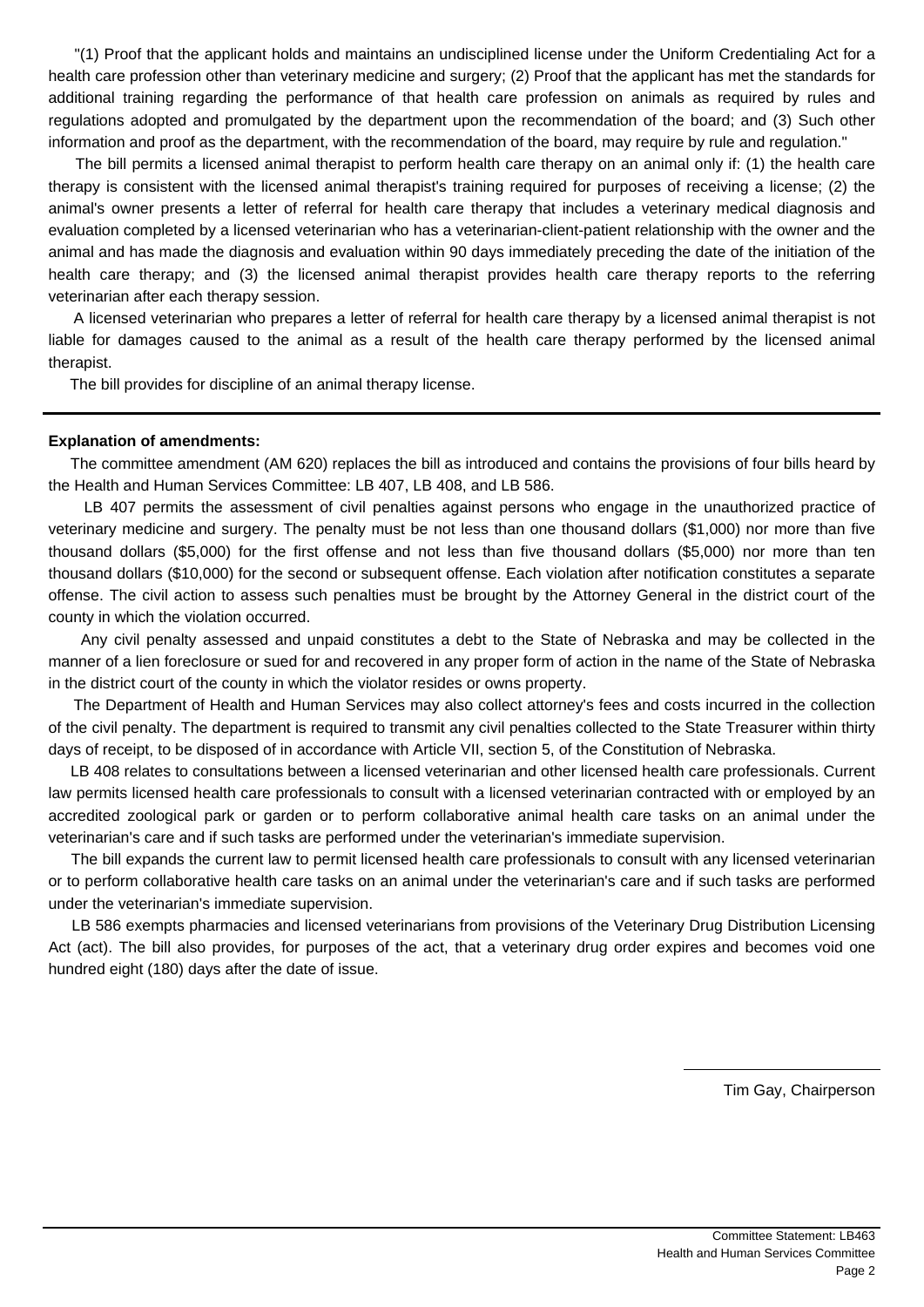"(1) Proof that the applicant holds and maintains an undisciplined license under the Uniform Credentialing Act for a health care profession other than veterinary medicine and surgery; (2) Proof that the applicant has met the standards for additional training regarding the performance of that health care profession on animals as required by rules and regulations adopted and promulgated by the department upon the recommendation of the board; and (3) Such other information and proof as the department, with the recommendation of the board, may require by rule and regulation."

The bill permits a licensed animal therapist to perform health care therapy on an animal only if: (1) the health care therapy is consistent with the licensed animal therapist's training required for purposes of receiving a license; (2) the animal's owner presents a letter of referral for health care therapy that includes a veterinary medical diagnosis and evaluation completed by a licensed veterinarian who has a veterinarian-client-patient relationship with the owner and the animal and has made the diagnosis and evaluation within 90 days immediately preceding the date of the initiation of the health care therapy; and (3) the licensed animal therapist provides health care therapy reports to the referring veterinarian after each therapy session.

A licensed veterinarian who prepares a letter of referral for health care therapy by a licensed animal therapist is not liable for damages caused to the animal as a result of the health care therapy performed by the licensed animal therapist.

The bill provides for discipline of an animal therapy license.

---

**Explanation of amendments:**

The committee amendment (AM 620) replaces the bill as introduced and contains the provisions of four bills heard by the Health and Human Services Committee: LB 407, LB 408, and LB 586.

LB 407 permits the assessment of civil penalties against persons who engage in the unauthorized practice of veterinary medicine and surgery. The penalty must be not less than one thousand dollars ($1,000) nor more than five thousand dollars ($5,000) for the first offense and not less than five thousand dollars ($5,000) nor more than ten thousand dollars ($10,000) for the second or subsequent offense. Each violation after notification constitutes a separate offense. The civil action to assess such penalties must be brought by the Attorney General in the district court of the county in which the violation occurred.

Any civil penalty assessed and unpaid constitutes a debt to the State of Nebraska and may be collected in the manner of a lien foreclosure or sued for and recovered in any proper form of action in the name of the State of Nebraska in the district court of the county in which the violator resides or owns property.

The Department of Health and Human Services may also collect attorney's fees and costs incurred in the collection of the civil penalty. The department is required to transmit any civil penalties collected to the State Treasurer within thirty days of receipt, to be disposed of in accordance with Article VII, section 5, of the Constitution of Nebraska.

LB 408 relates to consultations between a licensed veterinarian and other licensed health care professionals. Current law permits licensed health care professionals to consult with a licensed veterinarian contracted with or employed by an accredited zoological park or garden or to perform collaborative animal health care tasks on an animal under the veterinarian's care and if such tasks are performed under the veterinarian's immediate supervision.

The bill expands the current law to permit licensed health care professionals to consult with any licensed veterinarian or to perform collaborative health care tasks on an animal under the veterinarian's care and if such tasks are performed under the veterinarian's immediate supervision.

LB 586 exempts pharmacies and licensed veterinarians from provisions of the Veterinary Drug Distribution Licensing Act (act). The bill also provides, for purposes of the act, that a veterinary drug order expires and becomes void one hundred eight (180) days after the date of issue.

Tim Gay, Chairperson